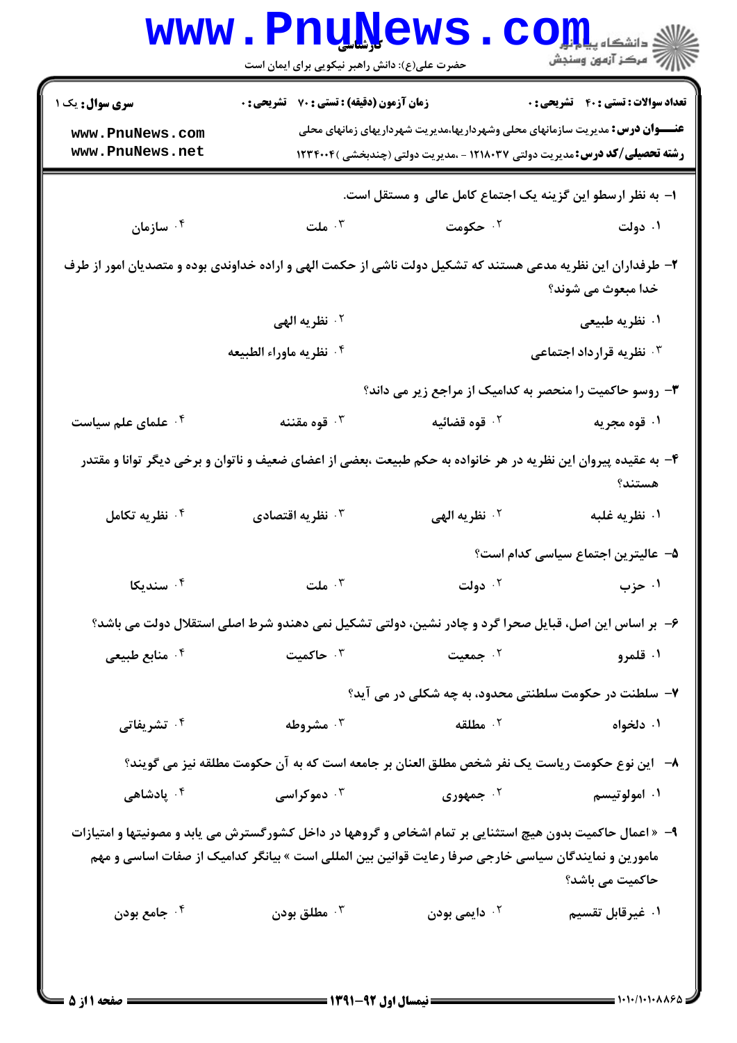**سری سوال:** یک ۱

**زمان آزمون (دقیقه) : تستی : ۷۰ تشریحی : ۰**

**تعداد سوالات : تستی : ۴۰ تشریحی : ۰**

**عنـــوان درس:** مدیریت سازمانهای محلی وشهرداریها،مدیریت شهرداریهای زمانهای محلی

**رشته تحصیلی/کد درس:** مدیریت دولتی ۱۲۱۸۰۳۷ - ،مدیریت دولتی (چندبخشی )۱۲۳۴۰۰۴

۱- به نظر ارسطو این گزینه یک اجتماع کامل عالی و مستقل است.

۱. دولت ۲. حکومت ۳. ملت ۴. سازمان

۲- طرفداران این نظریه مدعی هستند که تشکیل دولت ناشی از حکمت الهی و اراده خداوندی بوده و متصدیان امور از طرف خدا مبعوث می شوند؟

۱. نظریه طبیعی ۲. نظریه الهی ۳. نظریه قرارداد اجتماعی ۴. نظریه ماوراء الطبیعه

۳- روسو حاکمیت را منحصر به کدامیک از مراجع زیر می داند؟

۱. قوه مجریه ۲. قوه قضائیه ۳. قوه مقننه ۴. علمای علم سیاست

۴- به عقیده پیروان این نظریه در هر خانواده به حکم طبیعت ،بعضی از اعضای ضعیف و ناتوان و برخی دیگر توانا و مقتدر هستند؟

۱. نظریه غلبه ۲. نظریه الهی ۳. نظریه اقتصادی ۴. نظریه تکامل

۵- عالیترین اجتماع سیاسی کدام است؟

۱. حزب ۲. دولت ۳. ملت ۴. سندیکا

۶- بر اساس این اصل، قبایل صحرا گرد و چادر نشین، دولتی تشکیل نمی دهندو شرط اصلی استقلال دولت می باشد؟

۱. قلمرو ۲. جمعیت ۳. حاکمیت ۴. منابع طبیعی

۷- سلطنت در حکومت سلطنتی محدود، به چه شکلی در می آید؟

۱. دلخواه ۲. مطلقه ۳. مشروطه ۴. تشریفاتی

۸- این نوع حکومت ریاست یک نفر شخص مطلق العنان بر جامعه است که به آن حکومت مطلقه نیز می گویند؟

۱. امولوتیسم ۲. جمهوری ۳. دموکراسی ۴. پادشاهی

۹- « اعمال حاکمیت بدون هیچ استثنایی بر تمام اشخاص و گروهها در داخل کشورگسترش می یابد و مصونیتها و امتیازات مامورین و نمایندگان سیاسی خارجی صرفا رعایت قوانین بین المللی است » بیانگر کدامیک از صفات اساسی و مهم حاکمیت می باشد؟

۱. غیرقابل تقسیم ۲. دایمی بودن ۳. مطلق بودن ۴. جامع بودن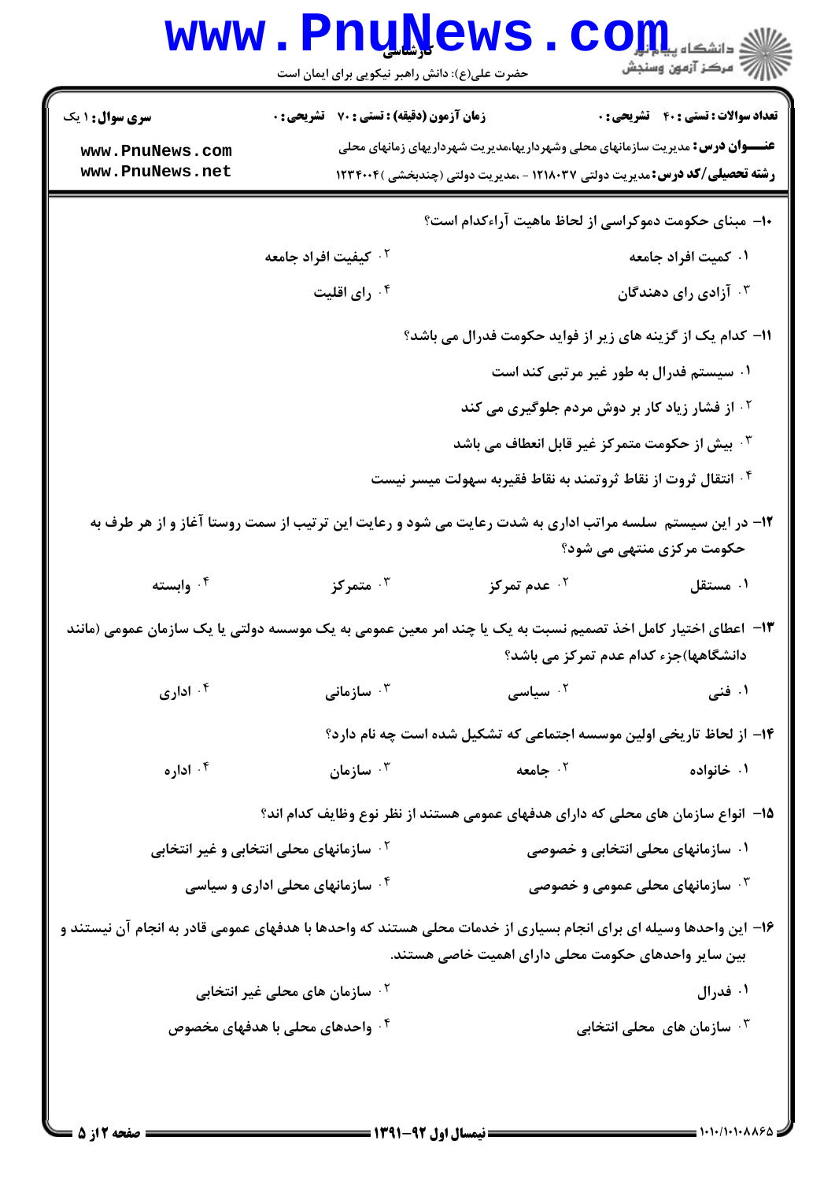**سری سوال:** ۱ یک

**زمان آزمون (دقیقه) : تستی :** ۷۰ **تشریحی :** ۰

**تعداد سوالات : تستی :** ۴۰ **تشریحی :** ۰

**عنـــوان درس:** مدیریت سازمانهای محلی وشهرداریها،مدیریت شهرداریهای زمانهای محلی

**رشته تحصیلی/کد درس:** مدیریت دولتی ۱۲۱۸۰۳۷ - ،مدیریت دولتی (چندبخشی )۱۲۳۴۰۰۴

۱۰- مبنای حکومت دموکراسی از لحاظ ماهیت آراءکدام است؟

۱. کمیت افراد جامعه

۲. کیفیت افراد جامعه

۳. آزادی رای دهندگان

۴. رای اقلیت

۱۱- کدام یک از گزینه های زیر از فواید حکومت فدرال می باشد؟

۱. سیستم فدرال به طور غیر مرتبی کند است

۲. از فشار زیاد کار بر دوش مردم جلوگیری می کند

۳. بیش از حکومت متمرکز غیر قابل انعطاف می باشد

۴. انتقال ثروت از نقاط ثروتمند به نقاط فقیربه سهولت میسر نیست

۱۲- در این سیستم سلسه مراتب اداری به شدت رعایت می شود و رعایت این ترتیب از سمت روستا آغاز و از هر طرف به حکومت مرکزی منتهی می شود؟

۱. مستقل

۲. عدم تمرکز

۳. متمرکز

۴. وابسته

۱۳- اعطای اختیار کامل اخذ تصمیم نسبت به یک یا چند امر معین عمومی به یک موسسه دولتی یا یک سازمان عمومی (مانند دانشگاهها)جزء کدام عدم تمرکز می باشد؟

۱. فنی

۲. سیاسی

۳. سازمانی

۴. اداری

۱۴- از لحاظ تاریخی اولین موسسه اجتماعی که تشکیل شده است چه نام دارد؟

۱. خانواده

۲. جامعه

۳. سازمان

۴. اداره

۱۵- انواع سازمان های محلی که دارای هدفهای عمومی هستند از نظر نوع وظایف کدام اند؟

۱. سازمانهای محلی انتخابی و خصوصی

۲. سازمانهای محلی انتخابی و غیر انتخابی

۳. سازمانهای محلی عمومی و خصوصی

۴. سازمانهای محلی اداری و سیاسی

۱۶- این واحدها وسیله ای برای انجام بسیاری از خدمات محلی هستند که واحدها با هدفهای عمومی قادر به انجام آن نیستند و بین سایر واحدهای حکومت محلی دارای اهمیت خاصی هستند.

۱. فدرال

۲. سازمان های محلی غیر انتخابی

۳. سازمان های محلی انتخابی

۴. واحدهای محلی با هدفهای مخصوص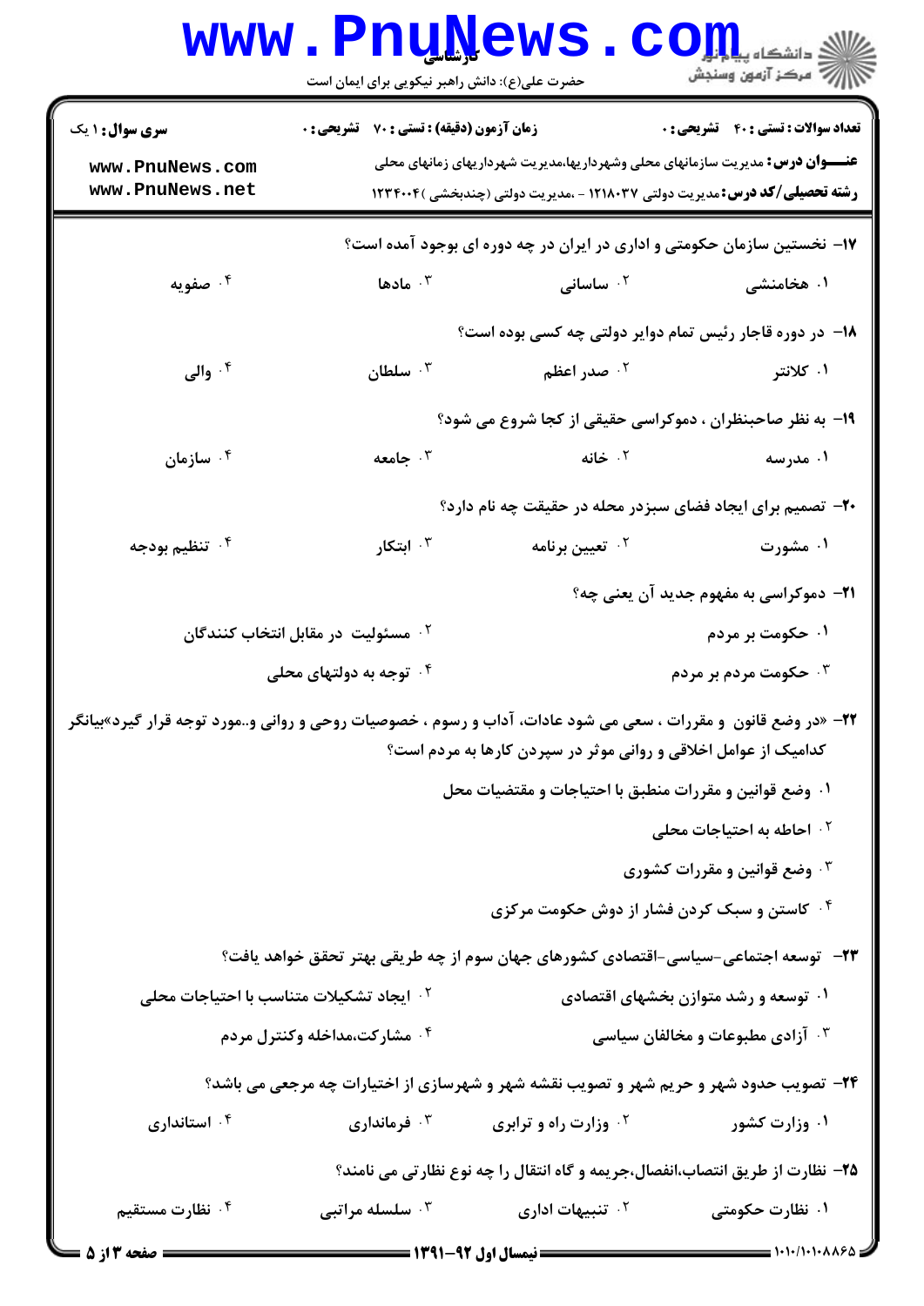**سری سوال:** ۱ یک | **زمان آزمون (دقیقه) : تستی :** ۷۰ **تشریحی :** ۰ | **تعداد سوالات : تستی :** ۴۰ **تشریحی :** ۰

**عنـــوان درس:** مدیریت سازمانهای محلی وشهرداریها،مدیریت شهرداریهای زمانهای محلی

**رشته تحصیلی/کد درس:** مدیریت دولتی ۱۲۱۸۰۳۷ - ،مدیریت دولتی (چندبخشی )۱۲۳۴۰۰۴

۱۷- نخستین سازمان حکومتی و اداری در ایران در چه دوره ای بوجود آمده است؟

۱. هخامنشی
۲. ساسانی
۳. مادها
۴. صفویه

۱۸- در دوره قاجار رئیس تمام دوایر دولتی چه کسی بوده است؟

۱. کلانتر
۲. صدر اعظم
۳. سلطان
۴. والی

۱۹- به نظر صاحبنظران ، دموکراسی حقیقی از کجا شروع می شود؟

۱. مدرسه
۲. خانه
۳. جامعه
۴. سازمان

۲۰- تصمیم برای ایجاد فضای سبزدر محله در حقیقت چه نام دارد؟

۱. مشورت
۲. تعیین برنامه
۳. ابتکار
۴. تنظیم بودجه

۲۱- دموکراسی به مفهوم جدید آن یعنی چه؟

۱. حکومت بر مردم
۲. مسئولیت در مقابل انتخاب کنندگان
۳. حکومت مردم بر مردم
۴. توجه به دولتهای محلی

۲۲- «در وضع قانون و مقررات ، سعی می شود عادات، آداب و رسوم ، خصوصیات روحی و روانی و..مورد توجه قرار گیرد»بیانگر کدامیک از عوامل اخلاقی و روانی موثر در سپردن کارها به مردم است؟

۱. وضع قوانین و مقررات منطبق با احتیاجات و مقتضیات محل
۲. احاطه به احتیاجات محلی
۳. وضع قوانین و مقررات کشوری
۴. کاستن و سبک کردن فشار از دوش حکومت مرکزی

۲۳- توسعه اجتماعی-سیاسی-اقتصادی کشورهای جهان سوم از چه طریقی بهتر تحقق خواهد یافت؟

۱. توسعه و رشد متوازن بخشهای اقتصادی
۲. ایجاد تشکیلات متناسب با احتیاجات محلی
۳. آزادی مطبوعات و مخالفان سیاسی
۴. مشارکت،مداخله وکنترل مردم

۲۴- تصویب حدود شهر و حریم شهر و تصویب نقشه شهر و شهرسازی از اختیارات چه مرجعی می باشد؟

۱. وزارت کشور
۲. وزارت راه و ترابری
۳. فرمانداری
۴. استانداری

۲۵- نظارت از طریق انتصاب،انفصال،جریمه و گاه انتقال را چه نوع نظارتی می نامند؟

۱. نظارت حکومتی
۲. تنبیهات اداری
۳. سلسله مراتبی
۴. نظارت مستقیم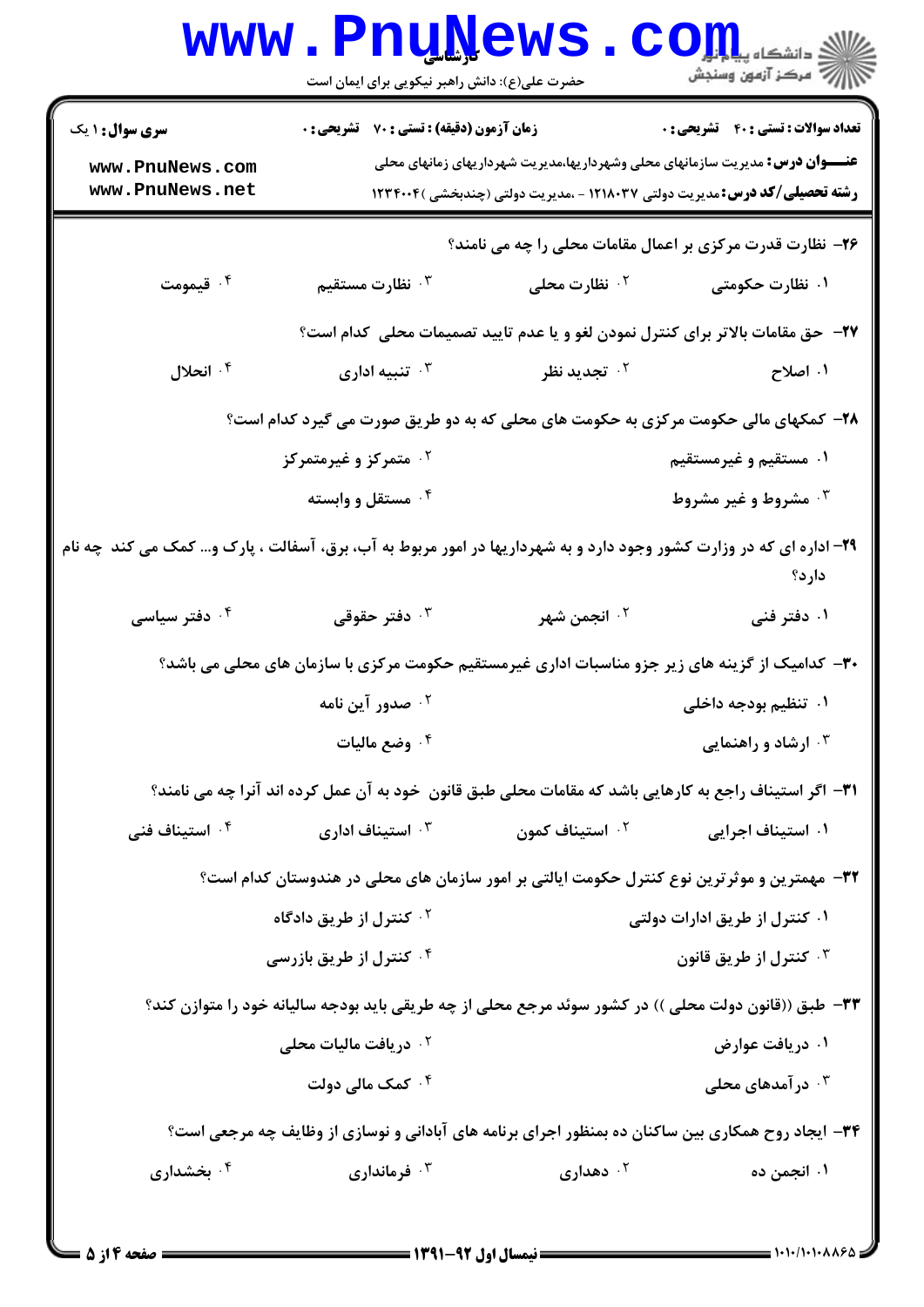**سری سوال:** ۱ یک | **زمان آزمون (دقیقه) : تستی :** ۷۰ **تشریحی :** ۰ | **تعداد سوالات : تستی :** ۴۰ **تشریحی :** ۰

**عنـــوان درس:** مدیریت سازمانهای محلی وشهرداریها،مدیریت شهرداریهای زمانهای محلی

**رشته تحصیلی/کد درس:** مدیریت دولتی ۱۲۱۸۰۳۷ - ،مدیریت دولتی (چندبخشی )۱۲۳۴۰۰۴

۲۶- نظارت قدرت مرکزی بر اعمال مقامات محلی را چه می نامند؟

۱. نظارت حکومتی
۲. نظارت محلی
۳. نظارت مستقیم
۴. قیمومت

۲۷- حق مقامات بالاتر برای کنترل نمودن لغو و یا عدم تایید تصمیمات محلی کدام است؟

۱. اصلاح
۲. تجدید نظر
۳. تنبیه اداری
۴. انحلال

۲۸- کمکهای مالی حکومت مرکزی به حکومت های محلی که به دو طریق صورت می گیرد کدام است؟

۱. مستقیم و غیرمستقیم
۲. متمرکز و غیرمتمرکز
۳. مشروط و غیر مشروط
۴. مستقل و وابسته

۲۹- اداره ای که در وزارت کشور وجود دارد و به شهرداریها در امور مربوط به آب، برق، آسفالت ، پارک و... کمک می کند چه نام دارد؟

۱. دفتر فنی
۲. انجمن شهر
۳. دفتر حقوقی
۴. دفتر سیاسی

۳۰- کدامیک از گزینه های زیر جزو مناسبات اداری غیرمستقیم حکومت مرکزی با سازمان های محلی می باشد؟

۱. تنظیم بودجه داخلی
۲. صدور آین نامه
۳. ارشاد و راهنمایی
۴. وضع مالیات

۳۱- اگر استیناف راجع به کارهایی باشد که مقامات محلی طبق قانون خود به آن عمل کرده اند آنرا چه می نامند؟

۱. استیناف اجرایی
۲. استیناف کمون
۳. استیناف اداری
۴. استیناف فنی

۳۲- مهمترین و موثرترین نوع کنترل حکومت ایالتی بر امور سازمان های محلی در هندوستان کدام است؟

۱. کنترل از طریق ادارات دولتی
۲. کنترل از طریق دادگاه
۳. کنترل از طریق قانون
۴. کنترل از طریق بازرسی

۳۳- طبق ((قانون دولت محلی )) در کشور سوئد مرجع محلی از چه طریقی باید بودجه سالیانه خود را متوازن کند؟

۱. دریافت عوارض
۲. دریافت مالیات محلی
۳. درآمدهای محلی
۴. کمک مالی دولت

۳۴- ایجاد روح همکاری بین ساکنان ده بمنظور اجرای برنامه های آبادانی و نوسازی از وظایف چه مرجعی است؟

۱. انجمن ده
۲. دهداری
۳. فرمانداری
۴. بخشداری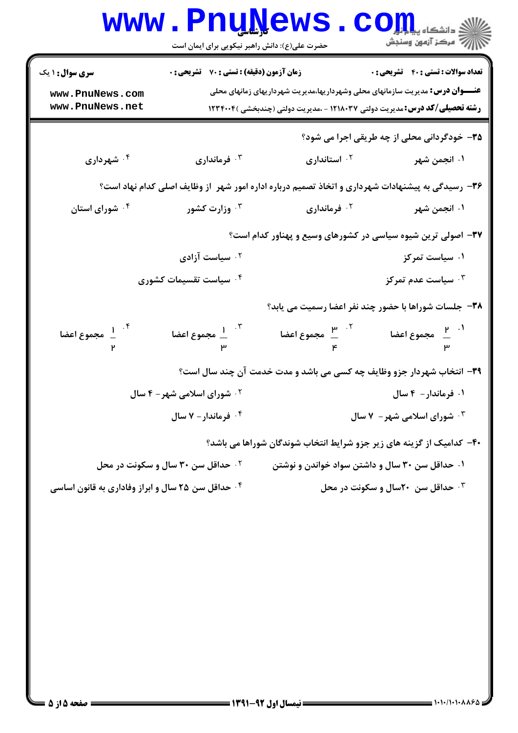**۳۵- خودگردانی محلی از چه طریقی اجرا می شود؟**

۱. انجمن شهر
۲. استانداری
۳. فرمانداری
۴. شهرداری

**۳۶- رسیدگی به پیشنهادات شهرداری و اتخاذ تصمیم درباره اداره امور شهر از وظایف اصلی کدام نهاد است؟**

۱. انجمن شهر
۲. فرمانداری
۳. وزارت کشور
۴. شورای استان

**۳۷- اصولی ترین شیوه سیاسی در کشورهای وسیع و پهناور کدام است؟**

۱. سیاست تمرکز
۲. سیاست آزادی
۳. سیاست عدم تمرکز
۴. سیاست تقسیمات کشوری

**۳۸- جلسات شوراها با حضور چند نفر اعضا رسمیت می یابد؟**

۱. $\frac{2}{3}$ مجموع اعضا
۲. $\frac{3}{4}$ مجموع اعضا
۳. $\frac{1}{3}$ مجموع اعضا
۴. $\frac{1}{2}$ مجموع اعضا

**۳۹- انتخاب شهردار جزو وظایف چه کسی می باشد و مدت خدمت آن چند سال است؟**

۱. فرماندار- ۴ سال
۲. شورای اسلامی شهر- ۴ سال
۳. شورای اسلامی شهر- ۷ سال
۴. فرماندار- ۷ سال

**۴۰- کدامیک از گزینه های زیر جزو شرایط انتخاب شوندگان شوراها می باشد؟**

۱. حداقل سن ۳۰ سال و داشتن سواد خواندن و نوشتن
۲. حداقل سن ۳۰ سال و سکونت در محل
۳. حداقل سن ۲۰سال و سکونت در محل
۴. حداقل سن ۲۵ سال و ابراز وفاداری به قانون اساسی